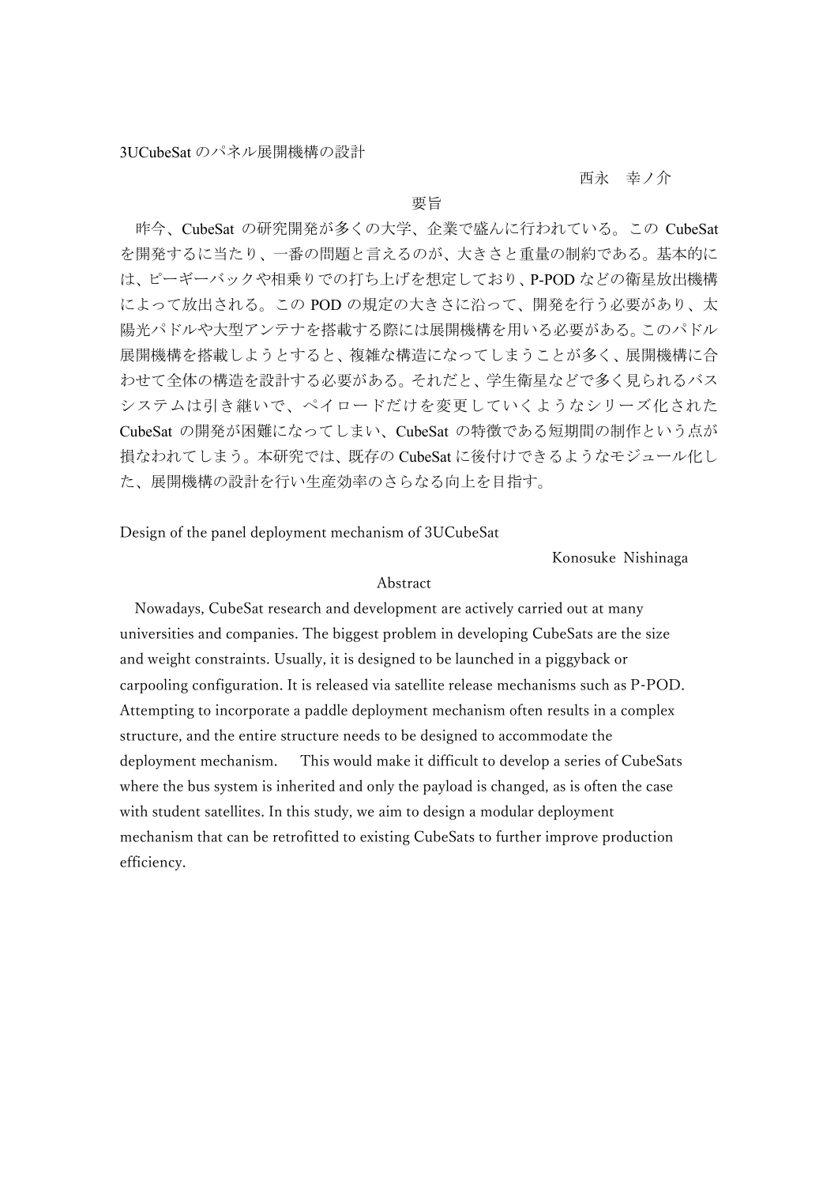# 3UCubeSat のパネル展開機構の設計

西永　幸ノ介

## 要旨

昨今、CubeSat の研究開発が多くの大学、企業で盛んに行われている。この CubeSat を開発するに当たり、一番の問題と言えるのが、大きさと重量の制約である。基本的には、ピーギーバックや相乗りでの打ち上げを想定しており、P-POD などの衛星放出機構によって放出される。この POD の規定の大きさに沿って、開発を行う必要があり、太陽光パドルや大型アンテナを搭載する際には展開機構を用いる必要がある。このパドル展開機構を搭載しようとすると、複雑な構造になってしまうことが多く、展開機構に合わせて全体の構造を設計する必要がある。それだと、学生衛星などで多く見られるバスシステムは引き継いで、ペイロードだけを変更していくようなシリーズ化された CubeSat の開発が困難になってしまい、CubeSat の特徴である短期間の制作という点が損なわれてしまう。本研究では、既存の CubeSat に後付けできるようなモジュール化した、展開機構の設計を行い生産効率のさらなる向上を目指す。

# Design of the panel deployment mechanism of 3UCubeSat

Konosuke Nishinaga

## Abstract

Nowadays, CubeSat research and development are actively carried out at many universities and companies. The biggest problem in developing CubeSats are the size and weight constraints. Usually, it is designed to be launched in a piggyback or carpooling configuration. It is released via satellite release mechanisms such as P-POD. Attempting to incorporate a paddle deployment mechanism often results in a complex structure, and the entire structure needs to be designed to accommodate the deployment mechanism. This would make it difficult to develop a series of CubeSats where the bus system is inherited and only the payload is changed, as is often the case with student satellites. In this study, we aim to design a modular deployment mechanism that can be retrofitted to existing CubeSats to further improve production efficiency.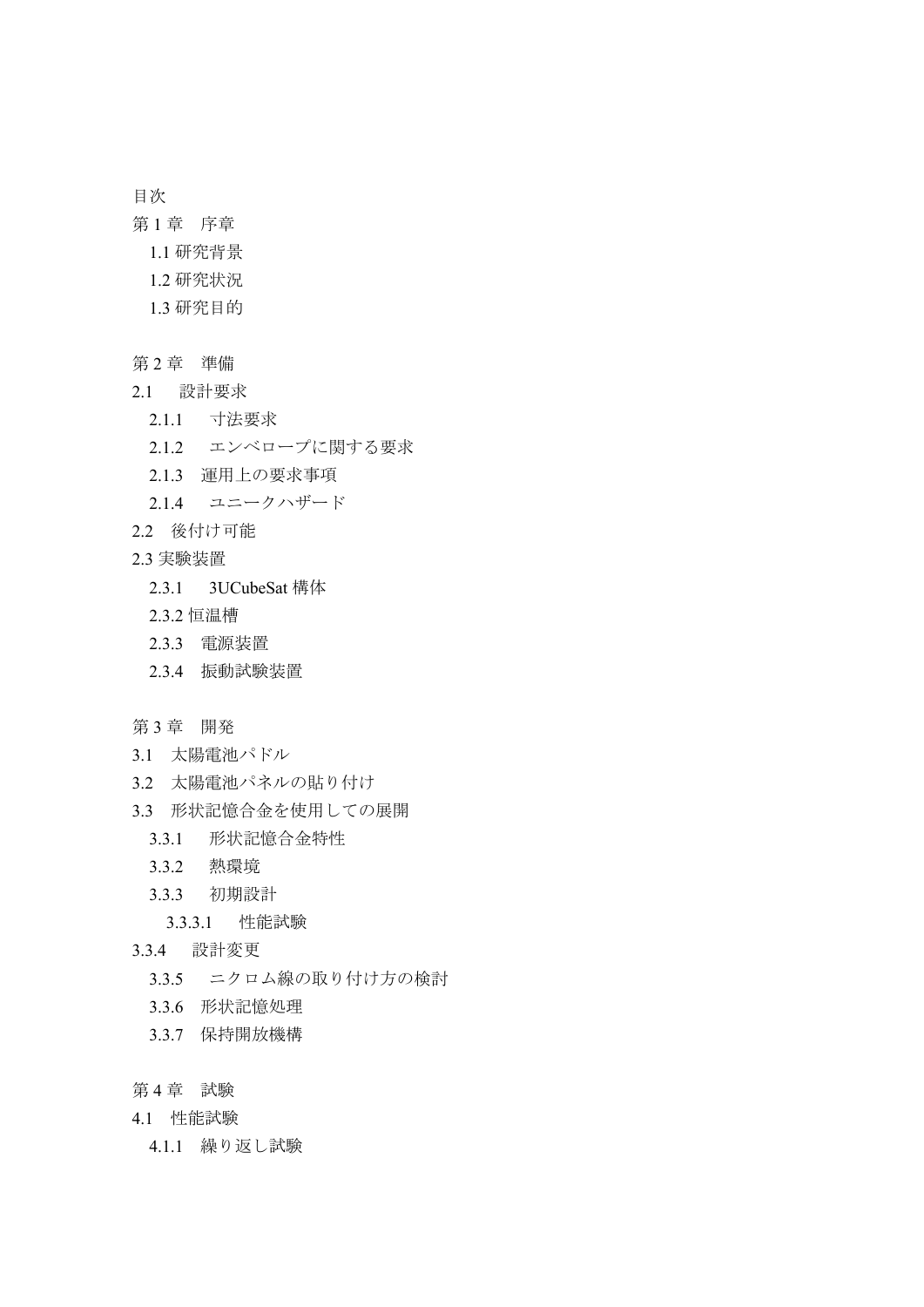目次

第 1 章　序章

1.1 研究背景

1.2 研究状況

1.3 研究目的

第 2 章　準備

2.1　 設計要求

2.1.1　 寸法要求

2.1.2　 エンベロープに関する要求

2.1.3　運用上の要求事項

2.1.4　 ユニークハザード

2.2　後付け可能

2.3 実験装置

2.3.1　 3UCubeSat 構体

2.3.2 恒温槽

2.3.3　電源装置

2.3.4　振動試験装置

第 3 章　開発

3.1　太陽電池パドル

3.2　太陽電池パネルの貼り付け

3.3　形状記憶合金を使用しての展開

3.3.1　 形状記憶合金特性

3.3.2　 熱環境

3.3.3　 初期設計

3.3.3.1　 性能試験

3.3.4　 設計変更

3.3.5　 ニクロム線の取り付け方の検討

3.3.6　形状記憶処理

3.3.7　保持開放機構

第 4 章　試験

4.1　性能試験

4.1.1　繰り返し試験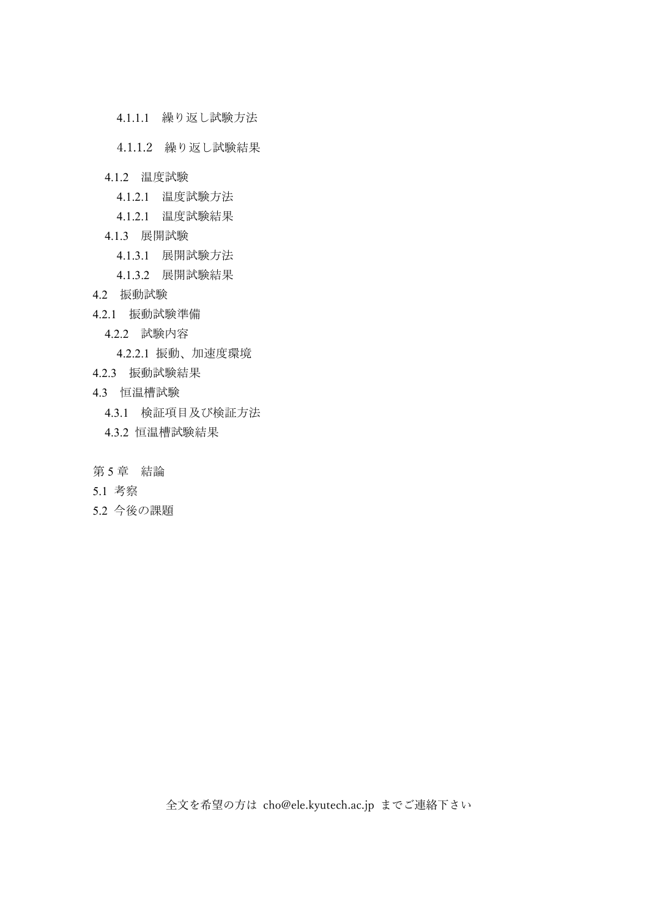4.1.1.1　繰り返し試験方法

4.1.1.2　繰り返し試験結果

4.1.2　温度試験

4.1.2.1　温度試験方法

4.1.2.1　温度試験結果

4.1.3　展開試験

4.1.3.1　展開試験方法

4.1.3.2　展開試験結果

4.2　振動試験

4.2.1　振動試験準備

4.2.2　試験内容

4.2.2.1 振動、加速度環境

4.2.3　振動試験結果

4.3　恒温槽試験

4.3.1　検証項目及び検証方法

4.3.2 恒温槽試験結果

第 5 章　結論

5.1 考察

5.2 今後の課題

全文を希望の方は cho@ele.kyutech.ac.jp までご連絡下さい